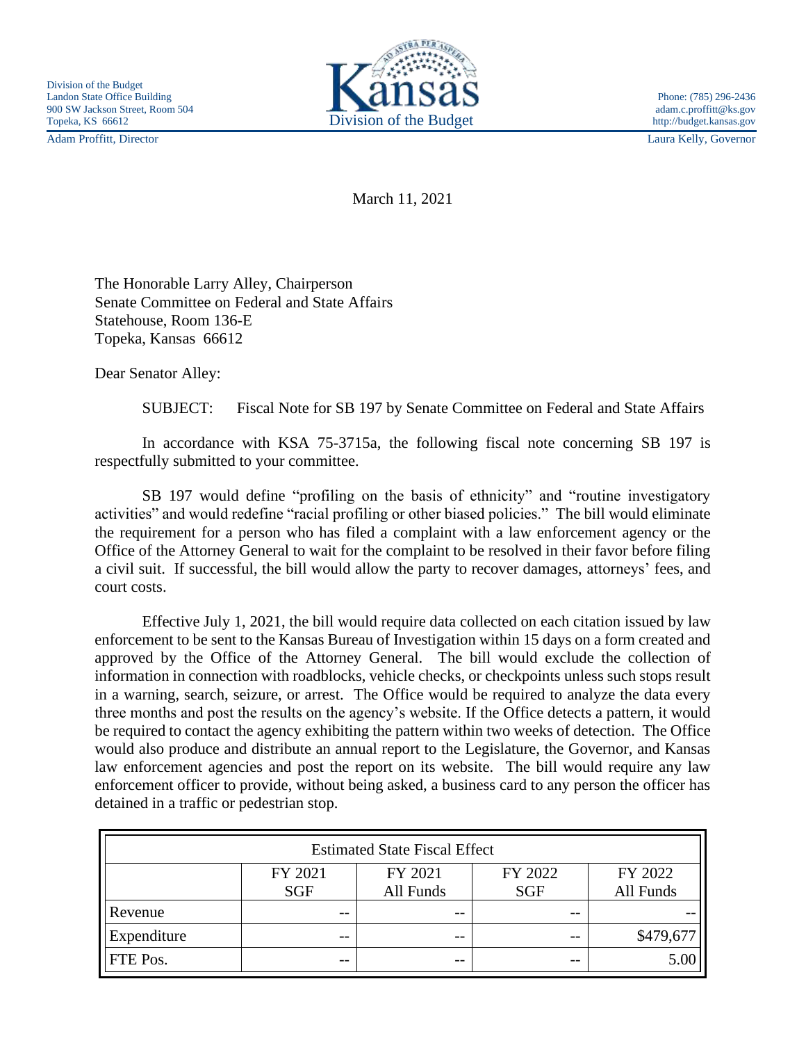Division of the Budget
Landon State Office Building
900 SW Jackson Street, Room 504
Topeka, KS 66612

Kansas
Division of the Budget

Phone: (785) 296-2436
adam.c.proffitt@ks.gov
http://budget.kansas.gov

Adam Proffitt, Director

Laura Kelly, Governor

March 11, 2021

The Honorable Larry Alley, Chairperson
Senate Committee on Federal and State Affairs
Statehouse, Room 136-E
Topeka, Kansas 66612

Dear Senator Alley:

SUBJECT: Fiscal Note for SB 197 by Senate Committee on Federal and State Affairs

In accordance with KSA 75-3715a, the following fiscal note concerning SB 197 is respectfully submitted to your committee.

SB 197 would define "profiling on the basis of ethnicity" and "routine investigatory activities" and would redefine "racial profiling or other biased policies." The bill would eliminate the requirement for a person who has filed a complaint with a law enforcement agency or the Office of the Attorney General to wait for the complaint to be resolved in their favor before filing a civil suit. If successful, the bill would allow the party to recover damages, attorneys' fees, and court costs.

Effective July 1, 2021, the bill would require data collected on each citation issued by law enforcement to be sent to the Kansas Bureau of Investigation within 15 days on a form created and approved by the Office of the Attorney General. The bill would exclude the collection of information in connection with roadblocks, vehicle checks, or checkpoints unless such stops result in a warning, search, seizure, or arrest. The Office would be required to analyze the data every three months and post the results on the agency's website. If the Office detects a pattern, it would be required to contact the agency exhibiting the pattern within two weeks of detection. The Office would also produce and distribute an annual report to the Legislature, the Governor, and Kansas law enforcement agencies and post the report on its website. The bill would require any law enforcement officer to provide, without being asked, a business card to any person the officer has detained in a traffic or pedestrian stop.

| Estimated State Fiscal Effect | | | | |
|---|---|---|---|---|
| | FY 2021 SGF | FY 2021 All Funds | FY 2022 SGF | FY 2022 All Funds |
| Revenue | -- | -- | -- | -- |
| Expenditure | -- | -- | -- | $479,677 |
| FTE Pos. | -- | -- | -- | 5.00 |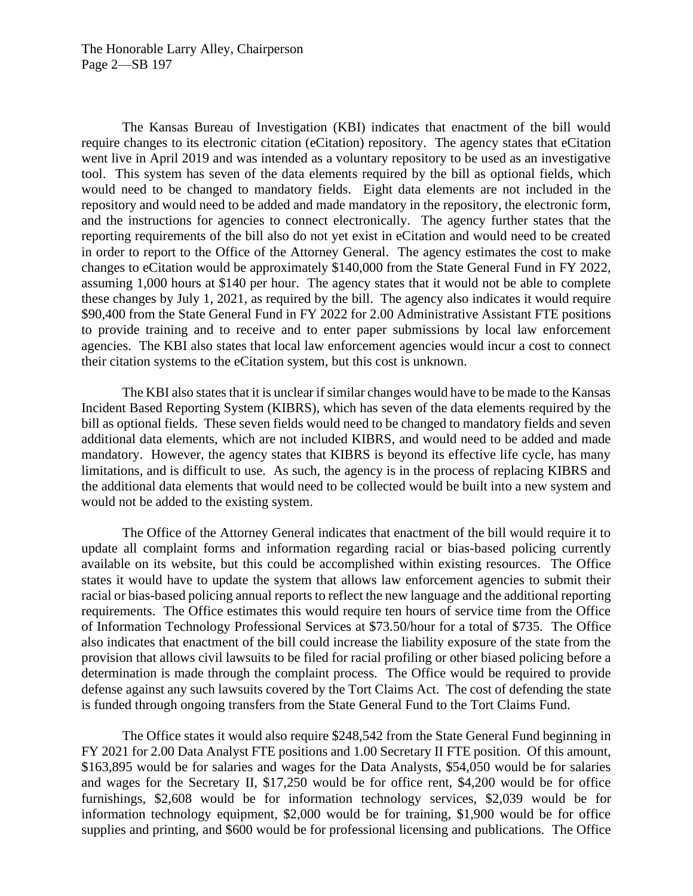The Kansas Bureau of Investigation (KBI) indicates that enactment of the bill would require changes to its electronic citation (eCitation) repository. The agency states that eCitation went live in April 2019 and was intended as a voluntary repository to be used as an investigative tool. This system has seven of the data elements required by the bill as optional fields, which would need to be changed to mandatory fields. Eight data elements are not included in the repository and would need to be added and made mandatory in the repository, the electronic form, and the instructions for agencies to connect electronically. The agency further states that the reporting requirements of the bill also do not yet exist in eCitation and would need to be created in order to report to the Office of the Attorney General. The agency estimates the cost to make changes to eCitation would be approximately $140,000 from the State General Fund in FY 2022, assuming 1,000 hours at $140 per hour. The agency states that it would not be able to complete these changes by July 1, 2021, as required by the bill. The agency also indicates it would require $90,400 from the State General Fund in FY 2022 for 2.00 Administrative Assistant FTE positions to provide training and to receive and to enter paper submissions by local law enforcement agencies. The KBI also states that local law enforcement agencies would incur a cost to connect their citation systems to the eCitation system, but this cost is unknown.

The KBI also states that it is unclear if similar changes would have to be made to the Kansas Incident Based Reporting System (KIBRS), which has seven of the data elements required by the bill as optional fields. These seven fields would need to be changed to mandatory fields and seven additional data elements, which are not included KIBRS, and would need to be added and made mandatory. However, the agency states that KIBRS is beyond its effective life cycle, has many limitations, and is difficult to use. As such, the agency is in the process of replacing KIBRS and the additional data elements that would need to be collected would be built into a new system and would not be added to the existing system.

The Office of the Attorney General indicates that enactment of the bill would require it to update all complaint forms and information regarding racial or bias-based policing currently available on its website, but this could be accomplished within existing resources. The Office states it would have to update the system that allows law enforcement agencies to submit their racial or bias-based policing annual reports to reflect the new language and the additional reporting requirements. The Office estimates this would require ten hours of service time from the Office of Information Technology Professional Services at $73.50/hour for a total of $735. The Office also indicates that enactment of the bill could increase the liability exposure of the state from the provision that allows civil lawsuits to be filed for racial profiling or other biased policing before a determination is made through the complaint process. The Office would be required to provide defense against any such lawsuits covered by the Tort Claims Act. The cost of defending the state is funded through ongoing transfers from the State General Fund to the Tort Claims Fund.

The Office states it would also require $248,542 from the State General Fund beginning in FY 2021 for 2.00 Data Analyst FTE positions and 1.00 Secretary II FTE position. Of this amount, $163,895 would be for salaries and wages for the Data Analysts, $54,050 would be for salaries and wages for the Secretary II, $17,250 would be for office rent, $4,200 would be for office furnishings, $2,608 would be for information technology services, $2,039 would be for information technology equipment, $2,000 would be for training, $1,900 would be for office supplies and printing, and $600 would be for professional licensing and publications. The Office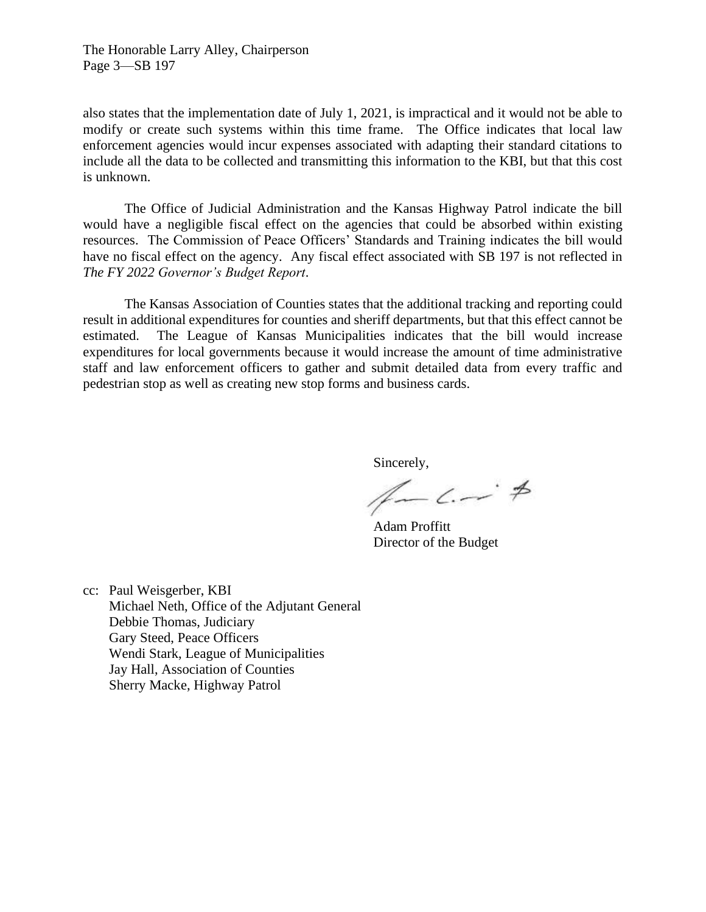also states that the implementation date of July 1, 2021, is impractical and it would not be able to modify or create such systems within this time frame. The Office indicates that local law enforcement agencies would incur expenses associated with adapting their standard citations to include all the data to be collected and transmitting this information to the KBI, but that this cost is unknown.

The Office of Judicial Administration and the Kansas Highway Patrol indicate the bill would have a negligible fiscal effect on the agencies that could be absorbed within existing resources. The Commission of Peace Officers' Standards and Training indicates the bill would have no fiscal effect on the agency. Any fiscal effect associated with SB 197 is not reflected in *The FY 2022 Governor's Budget Report*.

The Kansas Association of Counties states that the additional tracking and reporting could result in additional expenditures for counties and sheriff departments, but that this effect cannot be estimated. The League of Kansas Municipalities indicates that the bill would increase expenditures for local governments because it would increase the amount of time administrative staff and law enforcement officers to gather and submit detailed data from every traffic and pedestrian stop as well as creating new stop forms and business cards.

Sincerely,

Adam Proffitt
Director of the Budget

cc: Paul Weisgerber, KBI
Michael Neth, Office of the Adjutant General
Debbie Thomas, Judiciary
Gary Steed, Peace Officers
Wendi Stark, League of Municipalities
Jay Hall, Association of Counties
Sherry Macke, Highway Patrol